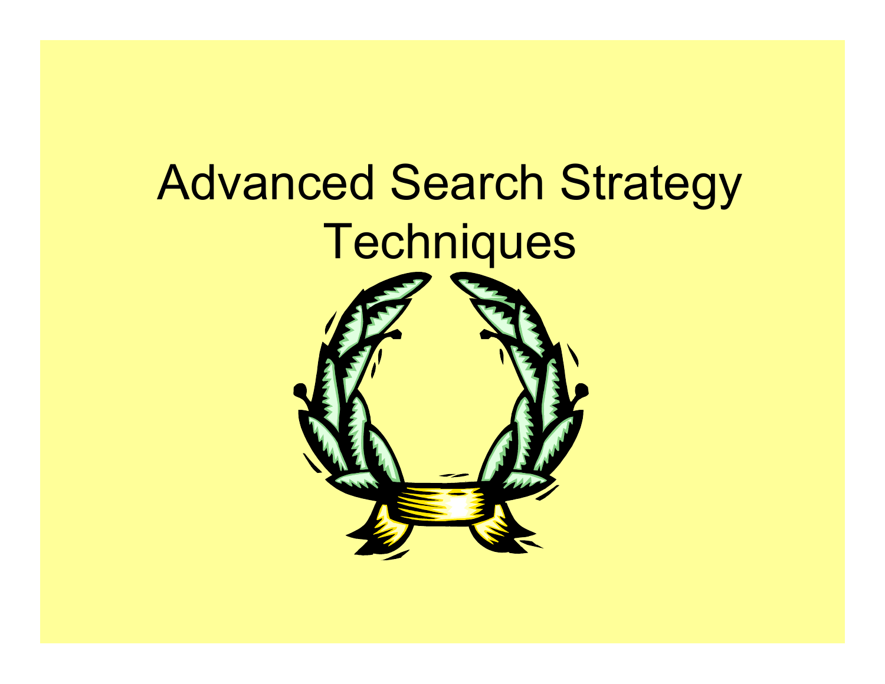# Advanced Search Strategy Techniques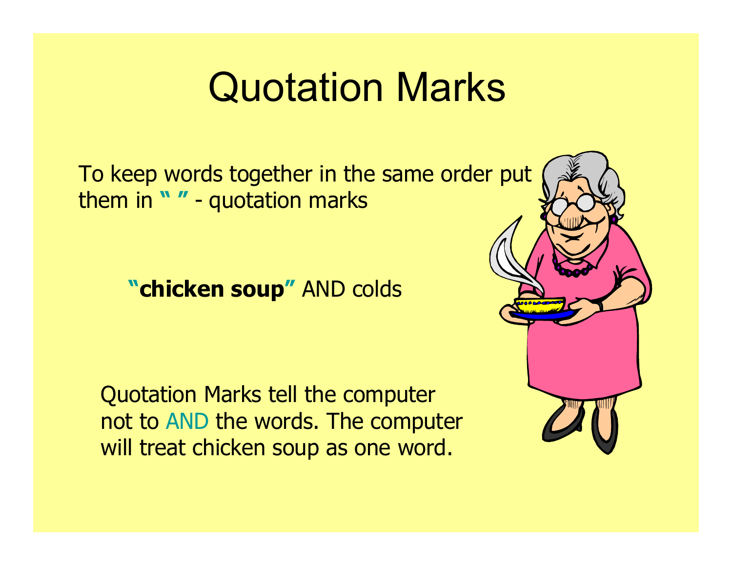# Quotation Marks

To keep words together in the same order put them in **" "** - quotation marks

**"chicken soup"** AND colds

Quotation Marks tell the computer not to AND the words. The computer will treat chicken soup as one word.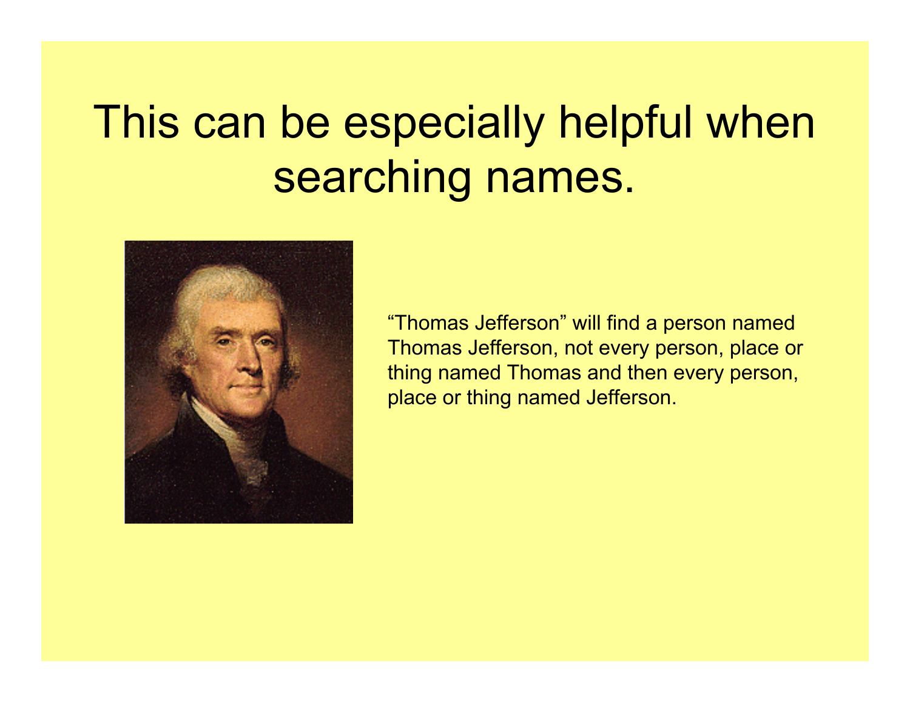# This can be especially helpful when searching names.

"Thomas Jefferson" will find a person named Thomas Jefferson, not every person, place or thing named Thomas and then every person, place or thing named Jefferson.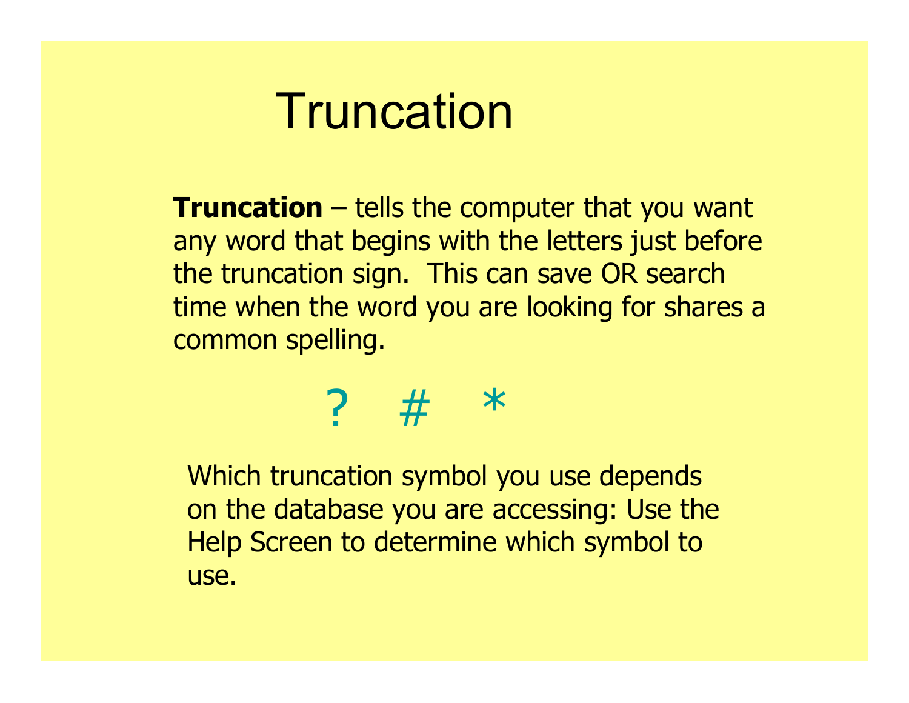# Truncation

**Truncation** – tells the computer that you want any word that begins with the letters just before the truncation sign. This can save OR search time when the word you are looking for shares a common spelling.

? # *

Which truncation symbol you use depends on the database you are accessing: Use the Help Screen to determine which symbol to use.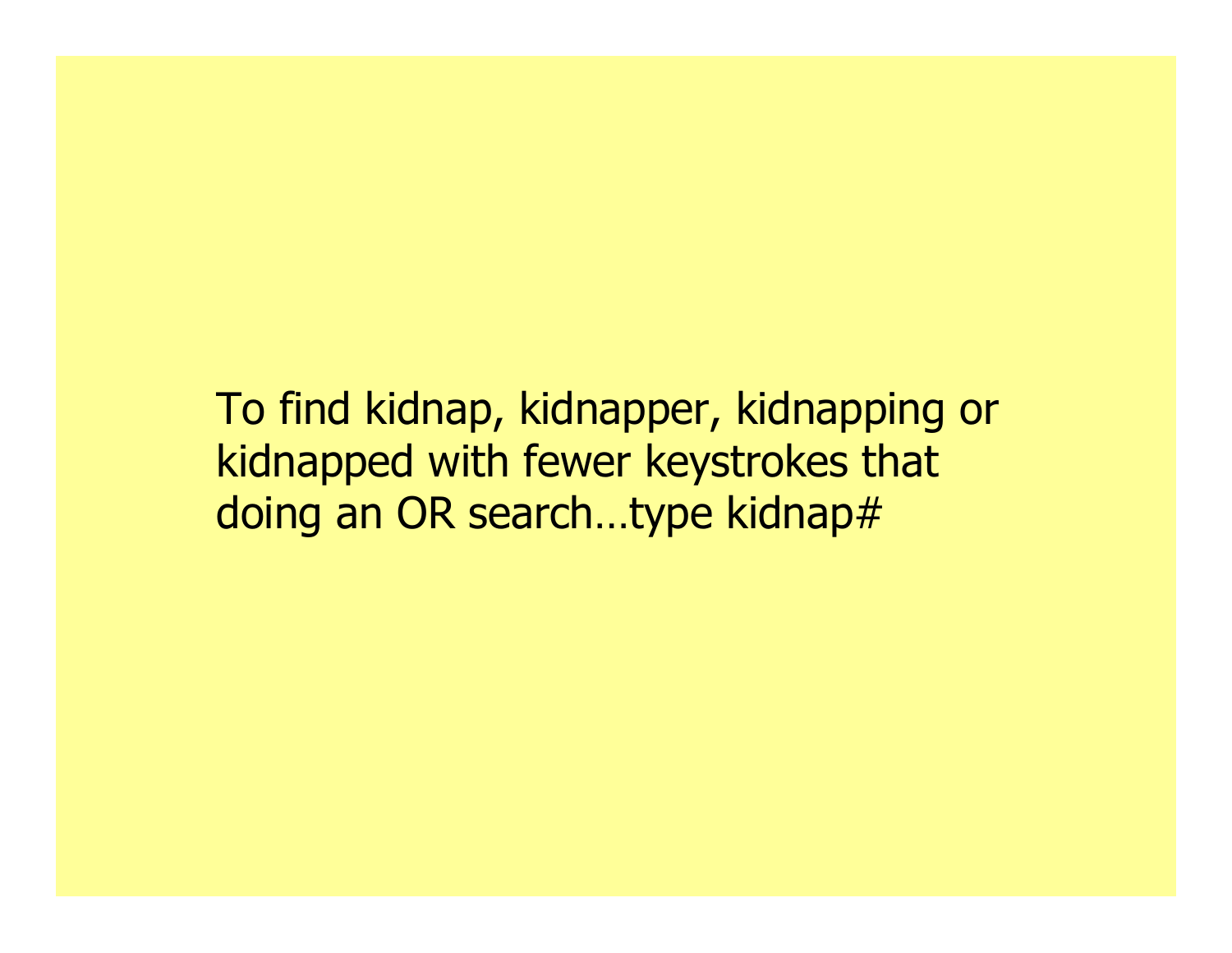To find kidnap, kidnapper, kidnapping or kidnapped with fewer keystrokes that doing an OR search…type kidnap#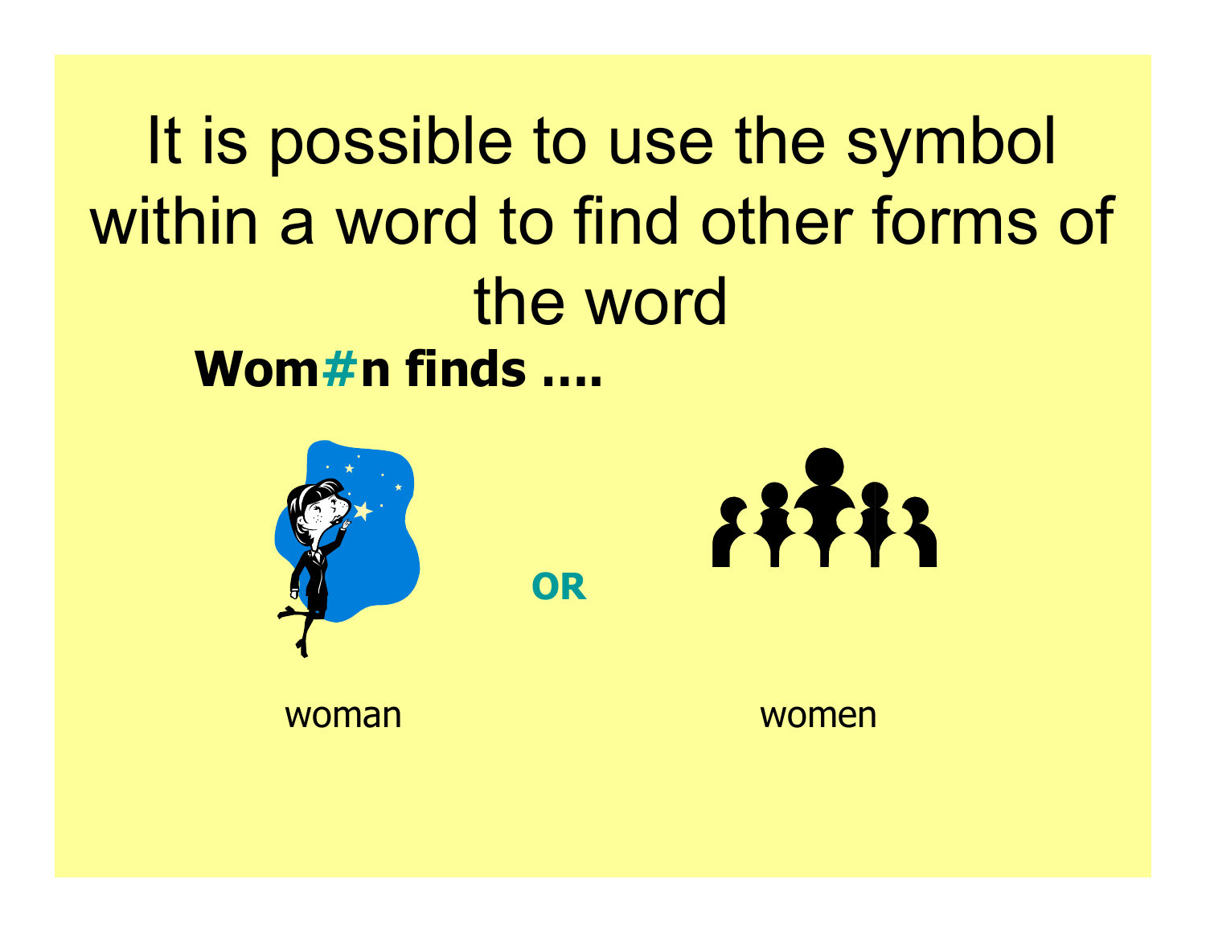# It is possible to use the symbol within a word to find other forms of the word

**Wom#n finds ….**

**OR**

woman

women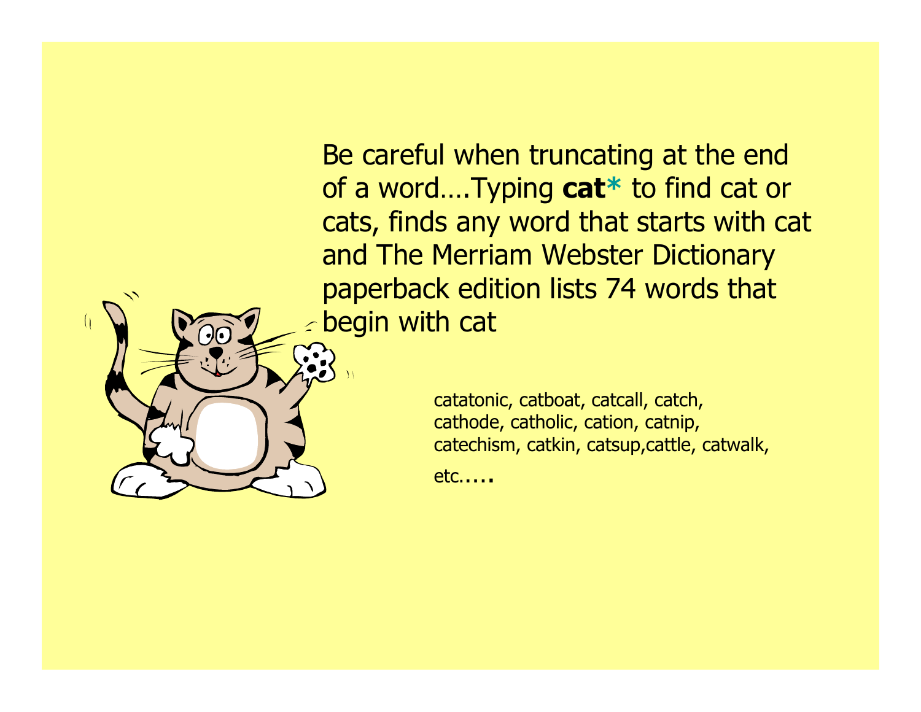Be careful when truncating at the end of a word….Typing **cat*** to find cat or cats, finds any word that starts with cat and The Merriam Webster Dictionary paperback edition lists 74 words that begin with cat

catatonic, catboat, catcall, catch, cathode, catholic, cation, catnip, catechism, catkin, catsup,cattle, catwalk, etc.….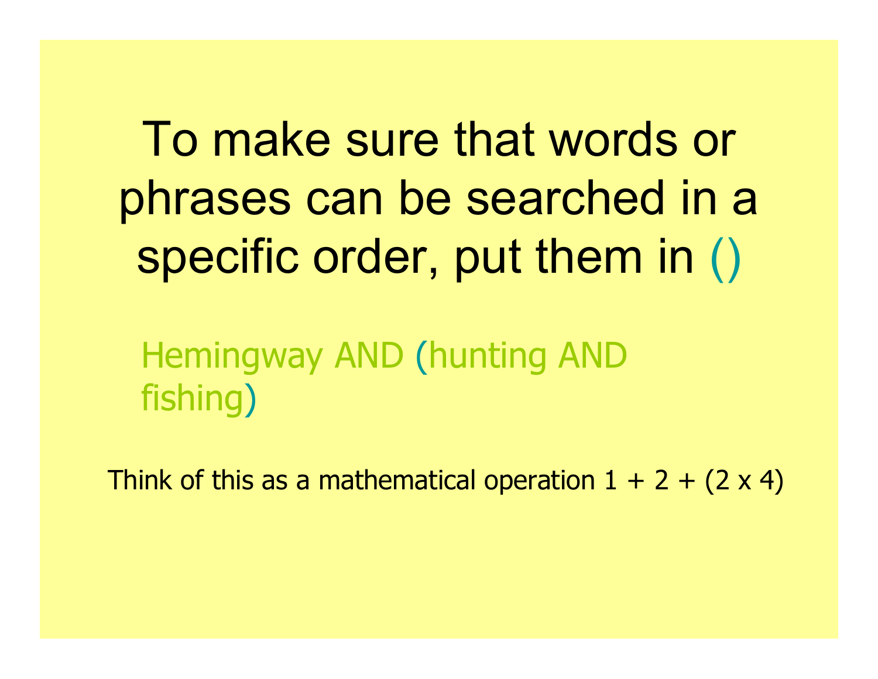# To make sure that words or phrases can be searched in a specific order, put them in ()

Hemingway AND (hunting AND fishing)

Think of this as a mathematical operation 1 + 2 + (2 x 4)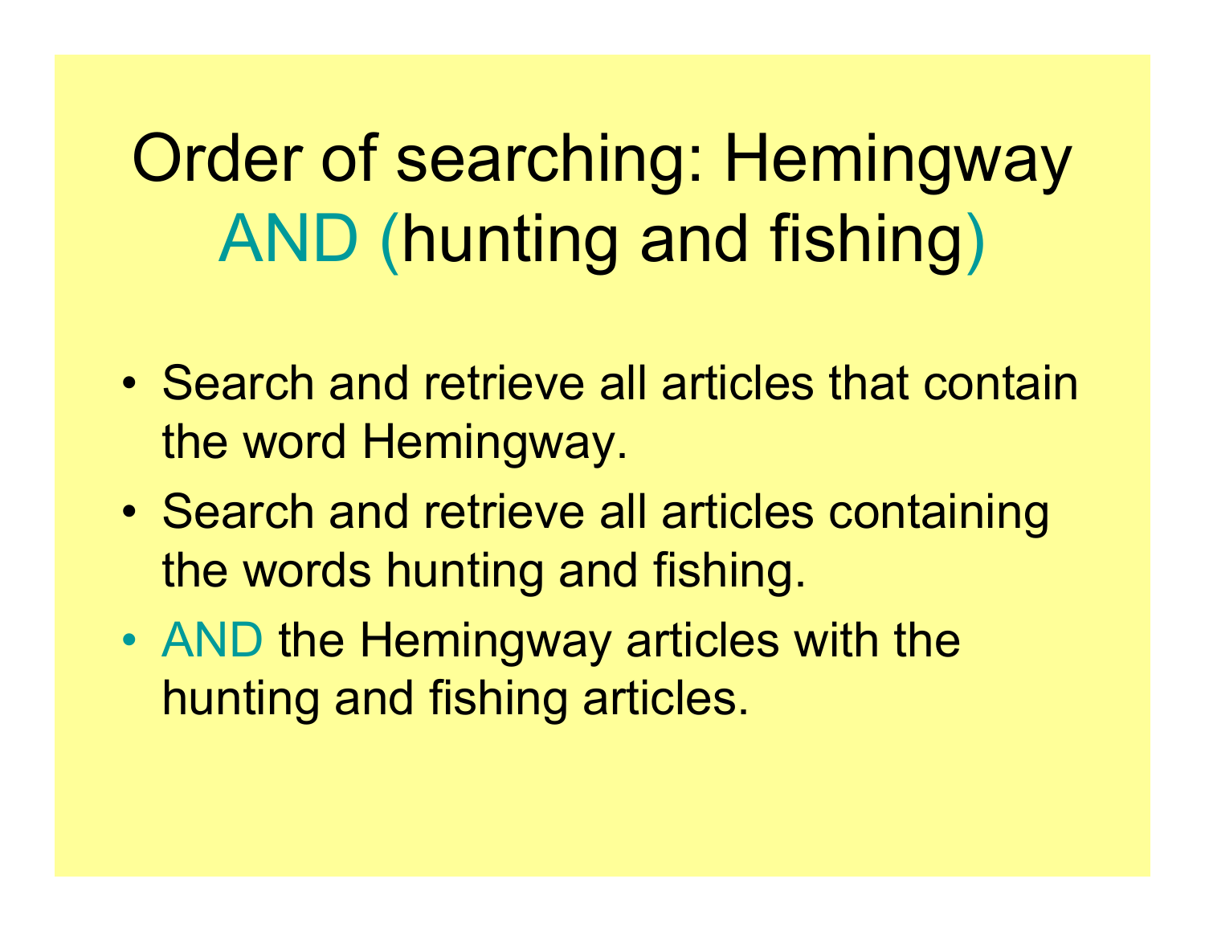# Order of searching: Hemingway AND (hunting and fishing)

- Search and retrieve all articles that contain the word Hemingway.
- Search and retrieve all articles containing the words hunting and fishing.
- AND the Hemingway articles with the hunting and fishing articles.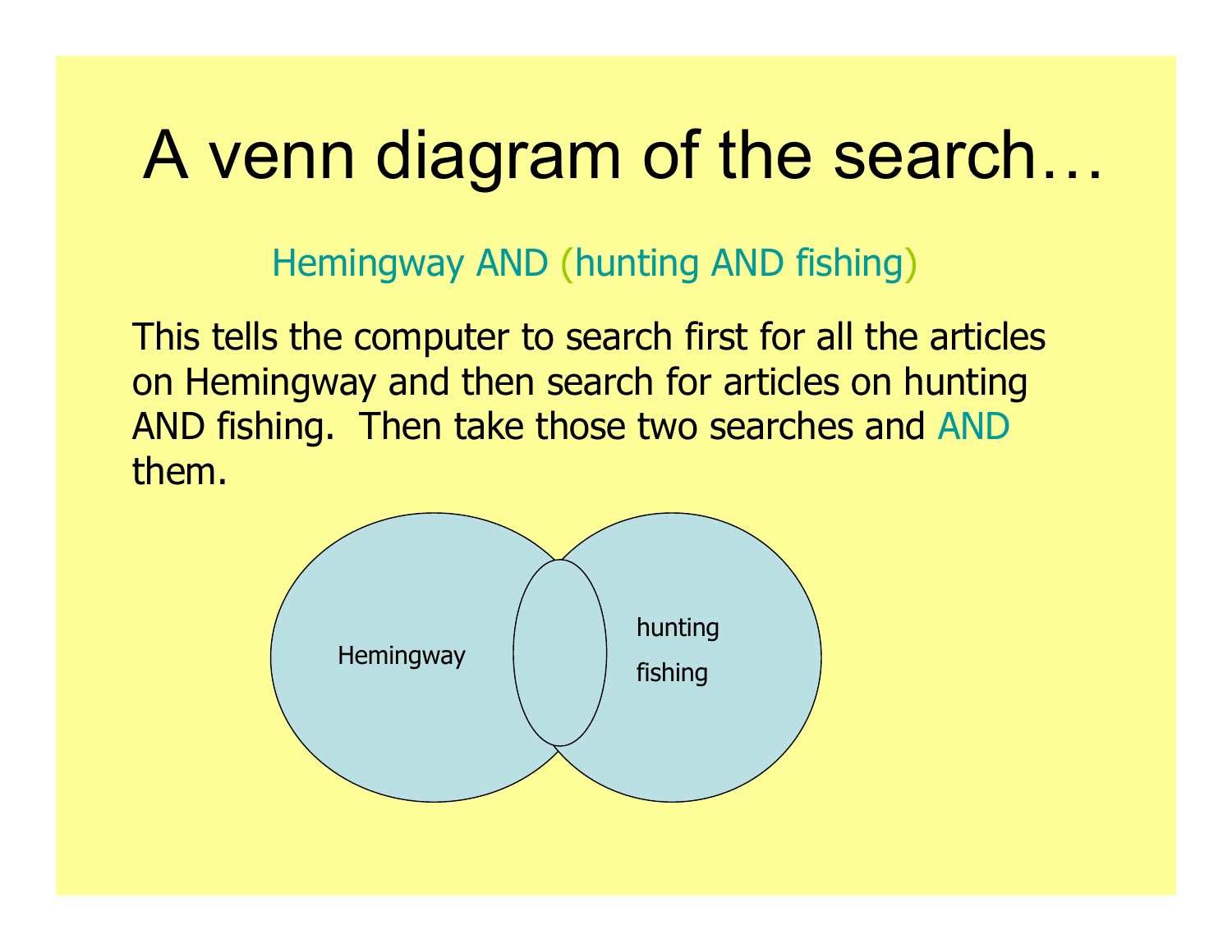# A venn diagram of the search…

Hemingway AND (hunting AND fishing)

This tells the computer to search first for all the articles on Hemingway and then search for articles on hunting AND fishing. Then take those two searches and AND them.

Hemingway

hunting

fishing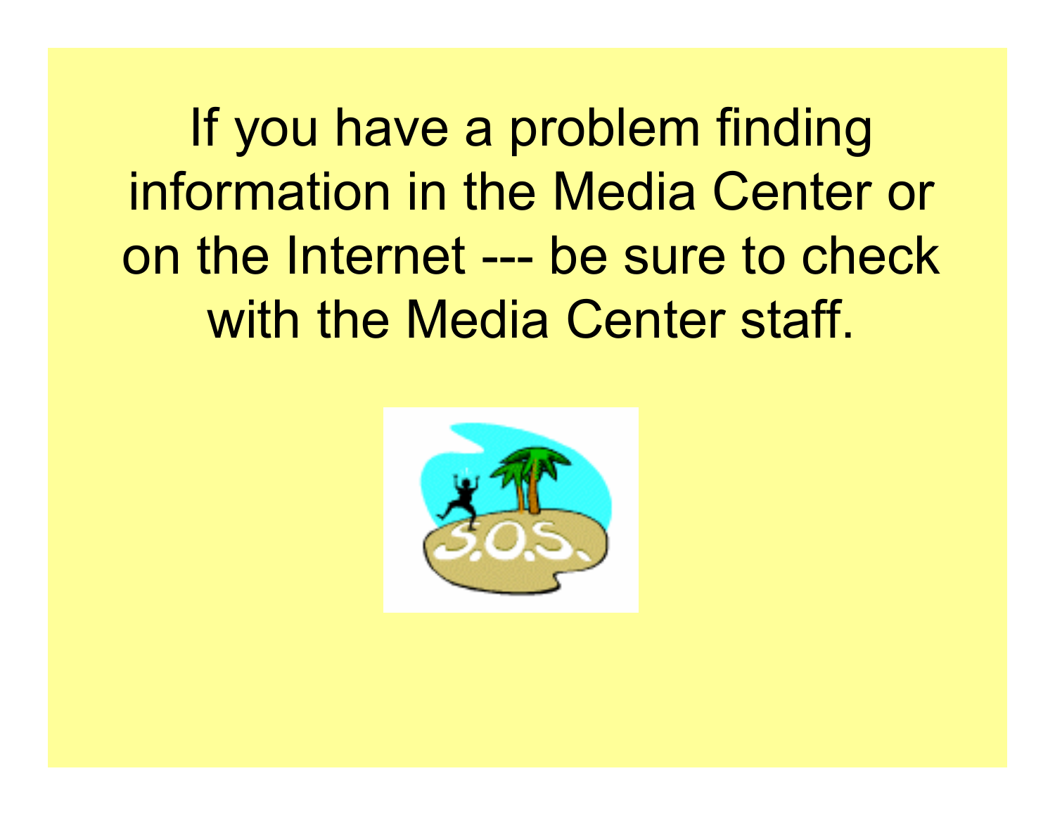If you have a problem finding information in the Media Center or on the Internet --- be sure to check with the Media Center staff.